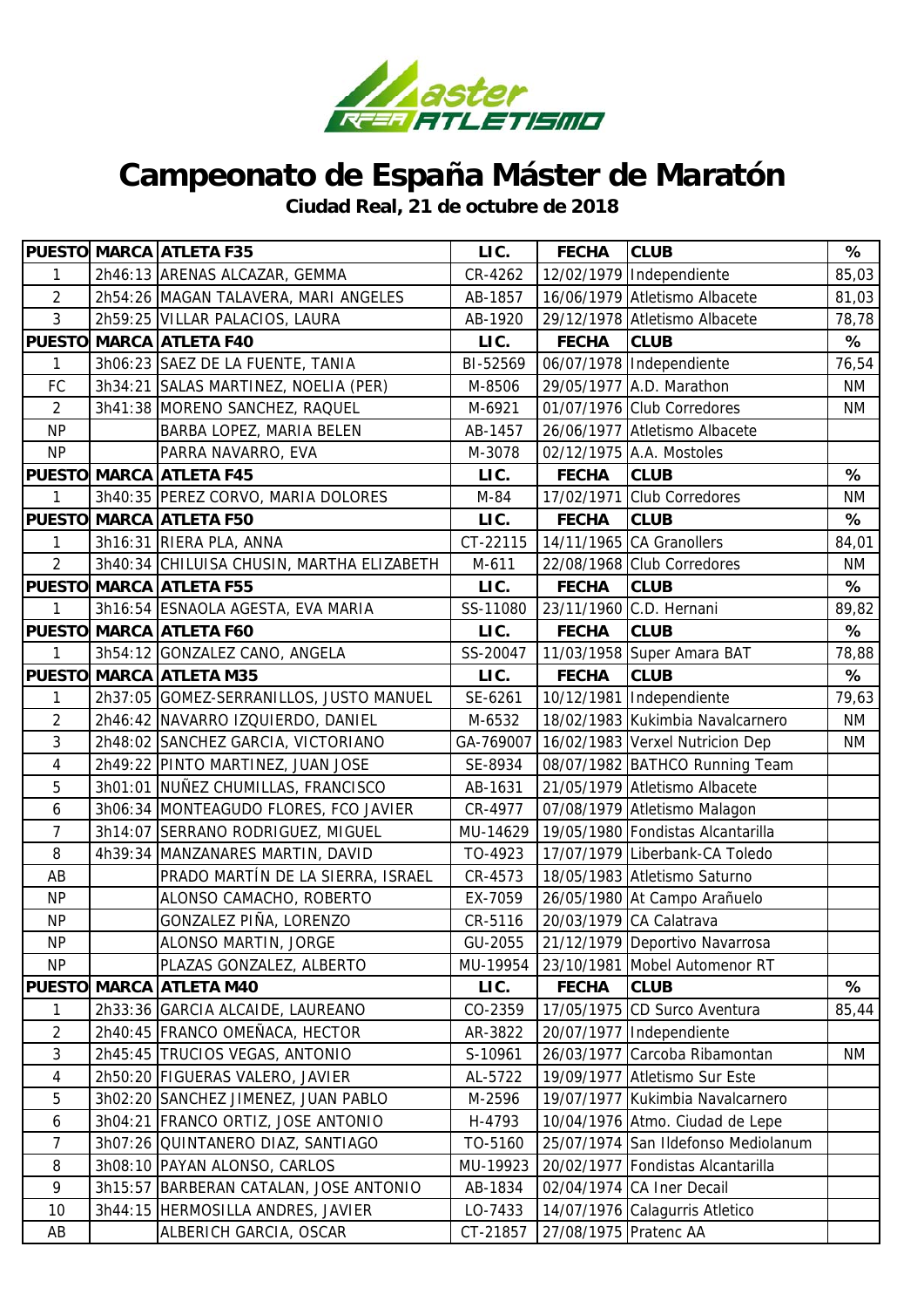# Campeonato de España Máster de Maratón

**Ciudad Real, 21 de octubre de 2018**

| PUESTO | MARCA | ATLETA F35 | LIC. | FECHA | CLUB | % |
|---|---|---|---|---|---|---|
| 1 | 2h46:13 | ARENAS ALCAZAR, GEMMA | CR-4262 | 12/02/1979 | Independiente | 85,03 |
| 2 | 2h54:26 | MAGAN TALAVERA, MARI ANGELES | AB-1857 | 16/06/1979 | Atletismo Albacete | 81,03 |
| 3 | 2h59:25 | VILLAR PALACIOS, LAURA | AB-1920 | 29/12/1978 | Atletismo Albacete | 78,78 |
| **PUESTO** | **MARCA** | **ATLETA F40** | **LIC.** | **FECHA** | **CLUB** | **%** |
| 1 | 3h06:23 | SAEZ DE LA FUENTE, TANIA | BI-52569 | 06/07/1978 | Independiente | 76,54 |
| FC | 3h34:21 | SALAS MARTINEZ, NOELIA (PER) | M-8506 | 29/05/1977 | A.D. Marathon | NM |
| 2 | 3h41:38 | MORENO SANCHEZ, RAQUEL | M-6921 | 01/07/1976 | Club Corredores | NM |
| NP | | BARBA LOPEZ, MARIA BELEN | AB-1457 | 26/06/1977 | Atletismo Albacete | |
| NP | | PARRA NAVARRO, EVA | M-3078 | 02/12/1975 | A.A. Mostoles | |
| **PUESTO** | **MARCA** | **ATLETA F45** | **LIC.** | **FECHA** | **CLUB** | **%** |
| 1 | 3h40:35 | PEREZ CORVO, MARIA DOLORES | M-84 | 17/02/1971 | Club Corredores | NM |
| **PUESTO** | **MARCA** | **ATLETA F50** | **LIC.** | **FECHA** | **CLUB** | **%** |
| 1 | 3h16:31 | RIERA PLA, ANNA | CT-22115 | 14/11/1965 | CA Granollers | 84,01 |
| 2 | 3h40:34 | CHILUISA CHUSIN, MARTHA ELIZABETH | M-611 | 22/08/1968 | Club Corredores | NM |
| **PUESTO** | **MARCA** | **ATLETA F55** | **LIC.** | **FECHA** | **CLUB** | **%** |
| 1 | 3h16:54 | ESNAOLA AGESTA, EVA MARIA | SS-11080 | 23/11/1960 | C.D. Hernani | 89,82 |
| **PUESTO** | **MARCA** | **ATLETA F60** | **LIC.** | **FECHA** | **CLUB** | **%** |
| 1 | 3h54:12 | GONZALEZ CANO, ANGELA | SS-20047 | 11/03/1958 | Super Amara BAT | 78,88 |
| **PUESTO** | **MARCA** | **ATLETA M35** | **LIC.** | **FECHA** | **CLUB** | **%** |
| 1 | 2h37:05 | GOMEZ-SERRANILLOS, JUSTO MANUEL | SE-6261 | 10/12/1981 | Independiente | 79,63 |
| 2 | 2h46:42 | NAVARRO IZQUIERDO, DANIEL | M-6532 | 18/02/1983 | Kukimbia Navalcarnero | NM |
| 3 | 2h48:02 | SANCHEZ GARCIA, VICTORIANO | GA-769007 | 16/02/1983 | Verxel Nutricion Dep | NM |
| 4 | 2h49:22 | PINTO MARTINEZ, JUAN JOSE | SE-8934 | 08/07/1982 | BATHCO Running Team | |
| 5 | 3h01:01 | NUÑEZ CHUMILLAS, FRANCISCO | AB-1631 | 21/05/1979 | Atletismo Albacete | |
| 6 | 3h06:34 | MONTEAGUDO FLORES, FCO JAVIER | CR-4977 | 07/08/1979 | Atletismo Malagon | |
| 7 | 3h14:07 | SERRANO RODRIGUEZ, MIGUEL | MU-14629 | 19/05/1980 | Fondistas Alcantarilla | |
| 8 | 4h39:34 | MANZANARES MARTIN, DAVID | TO-4923 | 17/07/1979 | Liberbank-CA Toledo | |
| AB | | PRADO MARTÍN DE LA SIERRA, ISRAEL | CR-4573 | 18/05/1983 | Atletismo Saturno | |
| NP | | ALONSO CAMACHO, ROBERTO | EX-7059 | 26/05/1980 | At Campo Arañuelo | |
| NP | | GONZALEZ PIÑA, LORENZO | CR-5116 | 20/03/1979 | CA Calatrava | |
| NP | | ALONSO MARTIN, JORGE | GU-2055 | 21/12/1979 | Deportivo Navarrosa | |
| NP | | PLAZAS GONZALEZ, ALBERTO | MU-19954 | 23/10/1981 | Mobel Automenor RT | |
| **PUESTO** | **MARCA** | **ATLETA M40** | **LIC.** | **FECHA** | **CLUB** | **%** |
| 1 | 2h33:36 | GARCIA ALCAIDE, LAUREANO | CO-2359 | 17/05/1975 | CD Surco Aventura | 85,44 |
| 2 | 2h40:45 | FRANCO OMEÑACA, HECTOR | AR-3822 | 20/07/1977 | Independiente | |
| 3 | 2h45:45 | TRUCIOS VEGAS, ANTONIO | S-10961 | 26/03/1977 | Carcoba Ribamontan | NM |
| 4 | 2h50:20 | FIGUERAS VALERO, JAVIER | AL-5722 | 19/09/1977 | Atletismo Sur Este | |
| 5 | 3h02:20 | SANCHEZ JIMENEZ, JUAN PABLO | M-2596 | 19/07/1977 | Kukimbia Navalcarnero | |
| 6 | 3h04:21 | FRANCO ORTIZ, JOSE ANTONIO | H-4793 | 10/04/1976 | Atmo. Ciudad de Lepe | |
| 7 | 3h07:26 | QUINTANERO DIAZ, SANTIAGO | TO-5160 | 25/07/1974 | San Ildefonso Mediolanum | |
| 8 | 3h08:10 | PAYAN ALONSO, CARLOS | MU-19923 | 20/02/1977 | Fondistas Alcantarilla | |
| 9 | 3h15:57 | BARBERAN CATALAN, JOSE ANTONIO | AB-1834 | 02/04/1974 | CA Iner Decail | |
| 10 | 3h44:15 | HERMOSILLA ANDRES, JAVIER | LO-7433 | 14/07/1976 | Calagurris Atletico | |
| AB | | ALBERICH GARCIA, OSCAR | CT-21857 | 27/08/1975 | Pratenc AA | |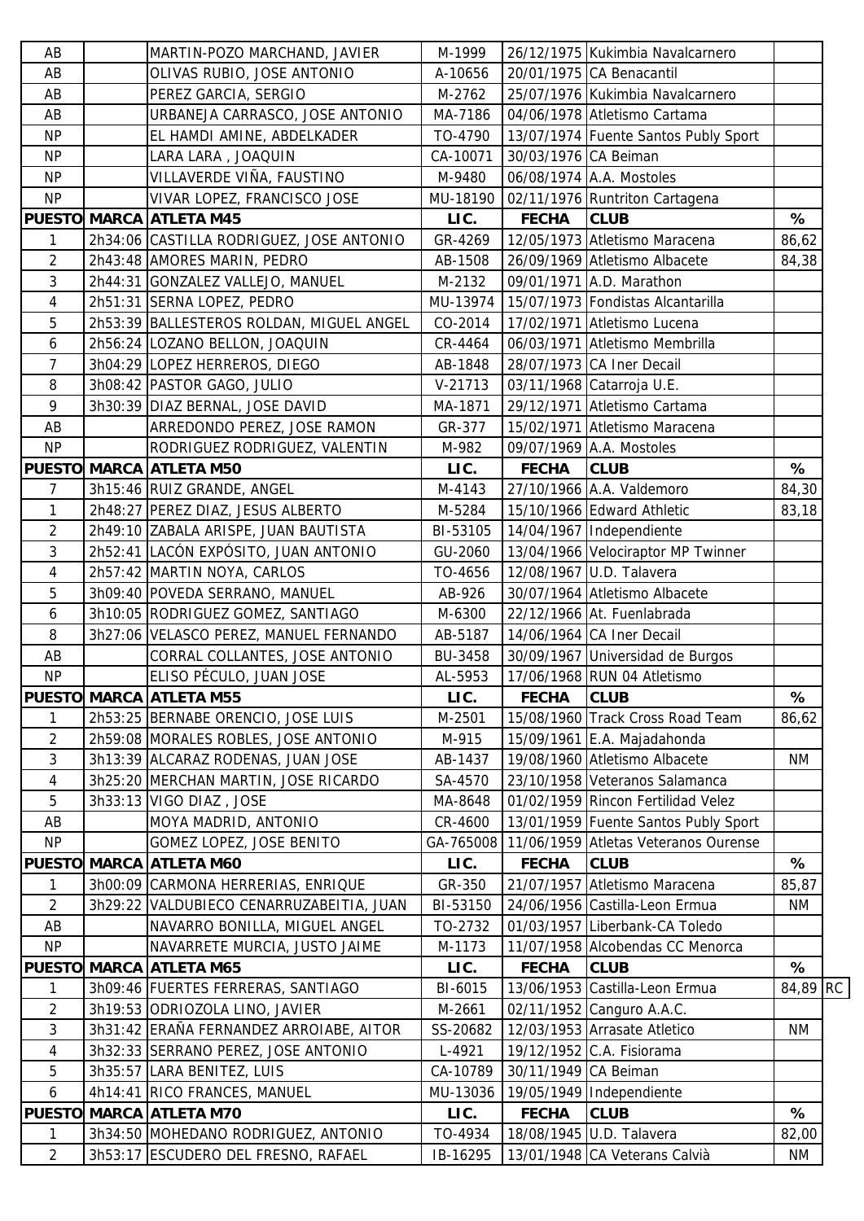| PUESTO | MARCA | ATLETA | LIC. | FECHA | CLUB | % | |
|---|---|---|---|---|---|---|---|
| AB | | MARTIN-POZO MARCHAND, JAVIER | M-1999 | 26/12/1975 | Kukimbia Navalcarnero | | |
| AB | | OLIVAS RUBIO, JOSE ANTONIO | A-10656 | 20/01/1975 | CA Benacantil | | |
| AB | | PEREZ GARCIA, SERGIO | M-2762 | 25/07/1976 | Kukimbia Navalcarnero | | |
| AB | | URBANEJA CARRASCO, JOSE ANTONIO | MA-7186 | 04/06/1978 | Atletismo Cartama | | |
| NP | | EL HAMDI AMINE, ABDELKADER | TO-4790 | 13/07/1974 | Fuente Santos Publy Sport | | |
| NP | | LARA LARA , JOAQUIN | CA-10071 | 30/03/1976 | CA Beiman | | |
| NP | | VILLAVERDE VIÑA, FAUSTINO | M-9480 | 06/08/1974 | A.A. Mostoles | | |
| NP | | VIVAR LOPEZ, FRANCISCO JOSE | MU-18190 | 02/11/1976 | Runtriton Cartagena | | |
| **PUESTO** | **MARCA** | **ATLETA M45** | **LIC.** | **FECHA** | **CLUB** | **%** | |
| 1 | 2h34:06 | CASTILLA RODRIGUEZ, JOSE ANTONIO | GR-4269 | 12/05/1973 | Atletismo Maracena | 86,62 | |
| 2 | 2h43:48 | AMORES MARIN, PEDRO | AB-1508 | 26/09/1969 | Atletismo Albacete | 84,38 | |
| 3 | 2h44:31 | GONZALEZ VALLEJO, MANUEL | M-2132 | 09/01/1971 | A.D. Marathon | | |
| 4 | 2h51:31 | SERNA LOPEZ, PEDRO | MU-13974 | 15/07/1973 | Fondistas Alcantarilla | | |
| 5 | 2h53:39 | BALLESTEROS ROLDAN, MIGUEL ANGEL | CO-2014 | 17/02/1971 | Atletismo Lucena | | |
| 6 | 2h56:24 | LOZANO BELLON, JOAQUIN | CR-4464 | 06/03/1971 | Atletismo Membrilla | | |
| 7 | 3h04:29 | LOPEZ HERREROS, DIEGO | AB-1848 | 28/07/1973 | CA Iner Decail | | |
| 8 | 3h08:42 | PASTOR GAGO, JULIO | V-21713 | 03/11/1968 | Catarroja U.E. | | |
| 9 | 3h30:39 | DIAZ BERNAL, JOSE DAVID | MA-1871 | 29/12/1971 | Atletismo Cartama | | |
| AB | | ARREDONDO PEREZ, JOSE RAMON | GR-377 | 15/02/1971 | Atletismo Maracena | | |
| NP | | RODRIGUEZ RODRIGUEZ, VALENTIN | M-982 | 09/07/1969 | A.A. Mostoles | | |
| **PUESTO** | **MARCA** | **ATLETA M50** | **LIC.** | **FECHA** | **CLUB** | **%** | |
| 7 | 3h15:46 | RUIZ GRANDE, ANGEL | M-4143 | 27/10/1966 | A.A. Valdemoro | 84,30 | |
| 1 | 2h48:27 | PEREZ DIAZ, JESUS ALBERTO | M-5284 | 15/10/1966 | Edward Athletic | 83,18 | |
| 2 | 2h49:10 | ZABALA ARISPE, JUAN BAUTISTA | BI-53105 | 14/04/1967 | Independiente | | |
| 3 | 2h52:41 | LACÓN EXPÓSITO, JUAN ANTONIO | GU-2060 | 13/04/1966 | Velociraptor MP Twinner | | |
| 4 | 2h57:42 | MARTIN NOYA, CARLOS | TO-4656 | 12/08/1967 | U.D. Talavera | | |
| 5 | 3h09:40 | POVEDA SERRANO, MANUEL | AB-926 | 30/07/1964 | Atletismo Albacete | | |
| 6 | 3h10:05 | RODRIGUEZ GOMEZ, SANTIAGO | M-6300 | 22/12/1966 | At. Fuenlabrada | | |
| 8 | 3h27:06 | VELASCO PEREZ, MANUEL FERNANDO | AB-5187 | 14/06/1964 | CA Iner Decail | | |
| AB | | CORRAL COLLANTES, JOSE ANTONIO | BU-3458 | 30/09/1967 | Universidad de Burgos | | |
| NP | | ELISO PÉCULO, JUAN JOSE | AL-5953 | 17/06/1968 | RUN 04 Atletismo | | |
| **PUESTO** | **MARCA** | **ATLETA M55** | **LIC.** | **FECHA** | **CLUB** | **%** | |
| 1 | 2h53:25 | BERNABE ORENCIO, JOSE LUIS | M-2501 | 15/08/1960 | Track Cross Road Team | 86,62 | |
| 2 | 2h59:08 | MORALES ROBLES, JOSE ANTONIO | M-915 | 15/09/1961 | E.A. Majadahonda | | |
| 3 | 3h13:39 | ALCARAZ RODENAS, JUAN JOSE | AB-1437 | 19/08/1960 | Atletismo Albacete | NM | |
| 4 | 3h25:20 | MERCHAN MARTIN, JOSE RICARDO | SA-4570 | 23/10/1958 | Veteranos Salamanca | | |
| 5 | 3h33:13 | VIGO DIAZ , JOSE | MA-8648 | 01/02/1959 | Rincon Fertilidad Velez | | |
| AB | | MOYA MADRID, ANTONIO | CR-4600 | 13/01/1959 | Fuente Santos Publy Sport | | |
| NP | | GOMEZ LOPEZ, JOSE BENITO | GA-765008 | 11/06/1959 | Atletas Veteranos Ourense | | |
| **PUESTO** | **MARCA** | **ATLETA M60** | **LIC.** | **FECHA** | **CLUB** | **%** | |
| 1 | 3h00:09 | CARMONA HERRERIAS, ENRIQUE | GR-350 | 21/07/1957 | Atletismo Maracena | 85,87 | |
| 2 | 3h29:22 | VALDUBIECO CENARRUZABEITIA, JUAN | BI-53150 | 24/06/1956 | Castilla-Leon Ermua | NM | |
| AB | | NAVARRO BONILLA, MIGUEL ANGEL | TO-2732 | 01/03/1957 | Liberbank-CA Toledo | | |
| NP | | NAVARRETE MURCIA, JUSTO JAIME | M-1173 | 11/07/1958 | Alcobendas CC Menorca | | |
| **PUESTO** | **MARCA** | **ATLETA M65** | **LIC.** | **FECHA** | **CLUB** | **%** | |
| 1 | 3h09:46 | FUERTES FERRERAS, SANTIAGO | BI-6015 | 13/06/1953 | Castilla-Leon Ermua | 84,89 | RC |
| 2 | 3h19:53 | ODRIOZOLA LINO, JAVIER | M-2661 | 02/11/1952 | Canguro A.A.C. | | |
| 3 | 3h31:42 | ERAÑA FERNANDEZ ARROIABE, AITOR | SS-20682 | 12/03/1953 | Arrasate Atletico | NM | |
| 4 | 3h32:33 | SERRANO PEREZ, JOSE ANTONIO | L-4921 | 19/12/1952 | C.A. Fisiorama | | |
| 5 | 3h35:57 | LARA BENITEZ, LUIS | CA-10789 | 30/11/1949 | CA Beiman | | |
| 6 | 4h14:41 | RICO FRANCES, MANUEL | MU-13036 | 19/05/1949 | Independiente | | |
| **PUESTO** | **MARCA** | **ATLETA M70** | **LIC.** | **FECHA** | **CLUB** | **%** | |
| 1 | 3h34:50 | MOHEDANO RODRIGUEZ, ANTONIO | TO-4934 | 18/08/1945 | U.D. Talavera | 82,00 | |
| 2 | 3h53:17 | ESCUDERO DEL FRESNO, RAFAEL | IB-16295 | 13/01/1948 | CA Veterans Calvià | NM | |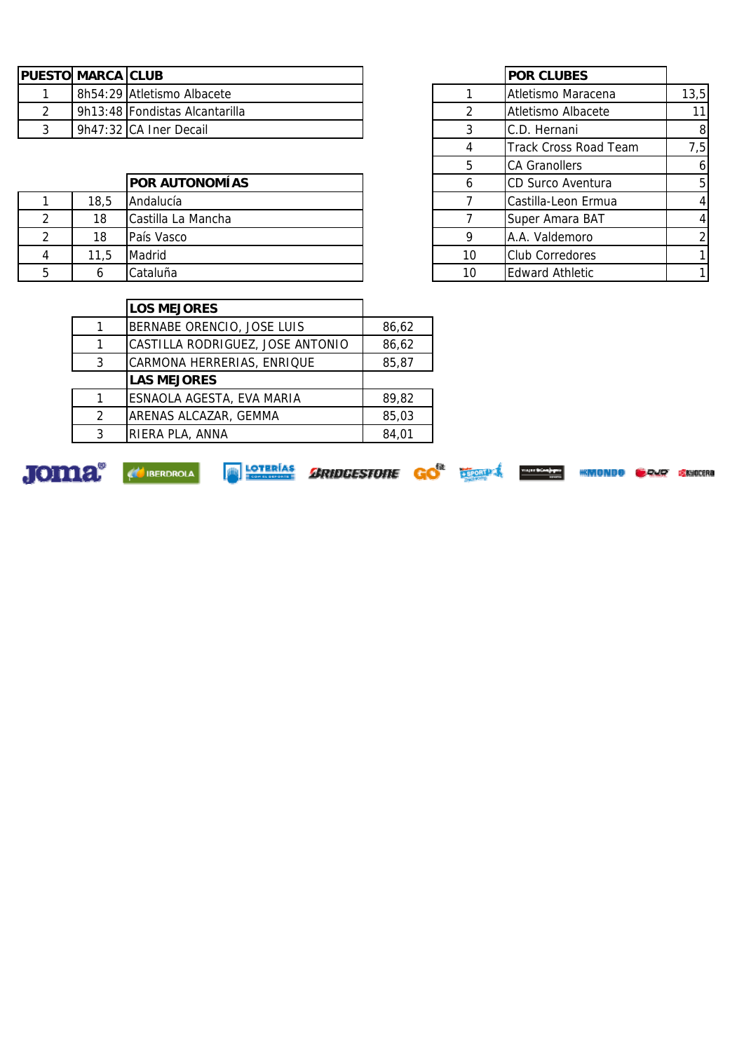| PUESTO | MARCA | CLUB |
|---|---|---|
| 1 | 8h54:29 | Atletismo Albacete |
| 2 | 9h13:48 | Fondistas Alcantarilla |
| 3 | 9h47:32 | CA Iner Decail |

| | | POR AUTONOMÍAS |
|---|---|---|
| 1 | 18,5 | Andalucía |
| 2 | 18 | Castilla La Mancha |
| 2 | 18 | País Vasco |
| 4 | 11,5 | Madrid |
| 5 | 6 | Cataluña |

| | POR CLUBES | |
|---|---|---|
| 1 | Atletismo Maracena | 13,5 |
| 2 | Atletismo Albacete | 11 |
| 3 | C.D. Hernani | 8 |
| 4 | Track Cross Road Team | 7,5 |
| 5 | CA Granollers | 6 |
| 6 | CD Surco Aventura | 5 |
| 7 | Castilla-Leon Ermua | 4 |
| 7 | Super Amara BAT | 4 |
| 9 | A.A. Valdemoro | 2 |
| 10 | Club Corredores | 1 |
| 10 | Edward Athletic | 1 |

| | LOS MEJORES | |
|---|---|---|
| 1 | BERNABE ORENCIO, JOSE LUIS | 86,62 |
| 1 | CASTILLA RODRIGUEZ, JOSE ANTONIO | 86,62 |
| 3 | CARMONA HERRERIAS, ENRIQUE | 85,87 |
| | **LAS MEJORES** | |
| 1 | ESNAOLA AGESTA, EVA MARIA | 89,82 |
| 2 | ARENAS ALCAZAR, GEMMA | 85,03 |
| 3 | RIERA PLA, ANNA | 84,01 |